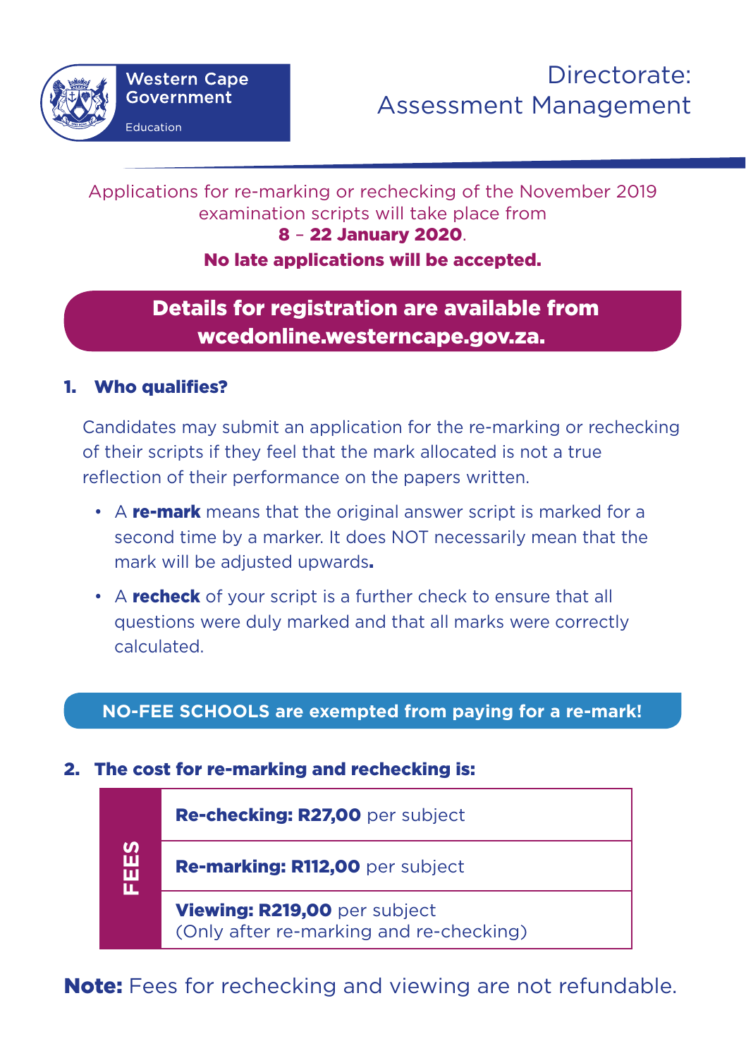Western Cape Government

Education

# Directorate: Assessment Management

Applications for re-marking or rechecking of the November 2019 examination scripts will take place from **8 – 22 January 2020**.

**No late applications will be accepted.**

**Details for registration are available from wcedonline.westerncape.gov.za.**

## 1. Who qualifies?

Candidates may submit an application for the re-marking or rechecking of their scripts if they feel that the mark allocated is not a true reflection of their performance on the papers written.

- A **re-mark** means that the original answer script is marked for a second time by a marker. It does NOT necessarily mean that the mark will be adjusted upwards**.**
- A **recheck** of your script is a further check to ensure that all questions were duly marked and that all marks were correctly calculated.

**NO-FEE SCHOOLS are exempted from paying for a re-mark!**

## 2. The cost for re-marking and rechecking is:

| FEES | |
|---|---|
| | **Re-checking: R27,00** per subject |
| | **Re-marking: R112,00** per subject |
| | **Viewing: R219,00** per subject (Only after re-marking and re-checking) |

**Note:** Fees for rechecking and viewing are not refundable.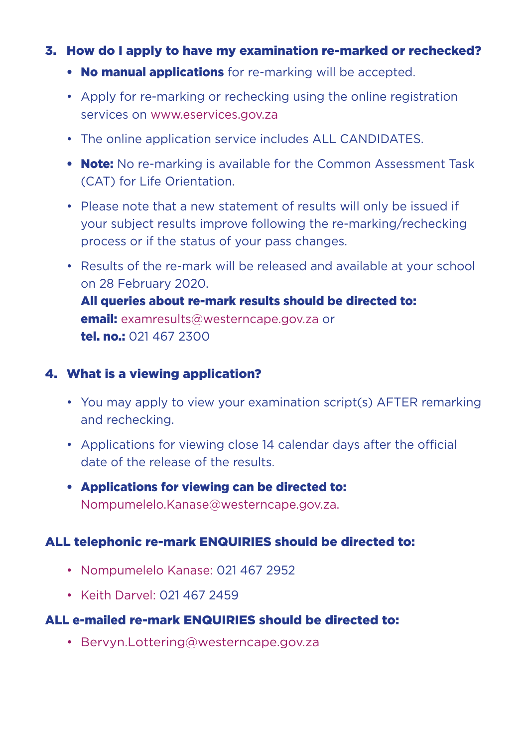## 3. How do I apply to have my examination re-marked or rechecked?

- **No manual applications** for re-marking will be accepted.
- Apply for re-marking or rechecking using the online registration services on www.eservices.gov.za
- The online application service includes ALL CANDIDATES.
- **Note:** No re-marking is available for the Common Assessment Task (CAT) for Life Orientation.
- Please note that a new statement of results will only be issued if your subject results improve following the re-marking/rechecking process or if the status of your pass changes.
- Results of the re-mark will be released and available at your school on 28 February 2020.

  **All queries about re-mark results should be directed to:**
  **email:** examresults@westerncape.gov.za or
  **tel. no.:** 021 467 2300

## 4. What is a viewing application?

- You may apply to view your examination script(s) AFTER remarking and rechecking.
- Applications for viewing close 14 calendar days after the official date of the release of the results.
- **Applications for viewing can be directed to:** Nompumelelo.Kanase@westerncape.gov.za.

### ALL telephonic re-mark ENQUIRIES should be directed to:

- Nompumelelo Kanase: 021 467 2952
- Keith Darvel: 021 467 2459

### ALL e-mailed re-mark ENQUIRIES should be directed to:

- Bervyn.Lottering@westerncape.gov.za